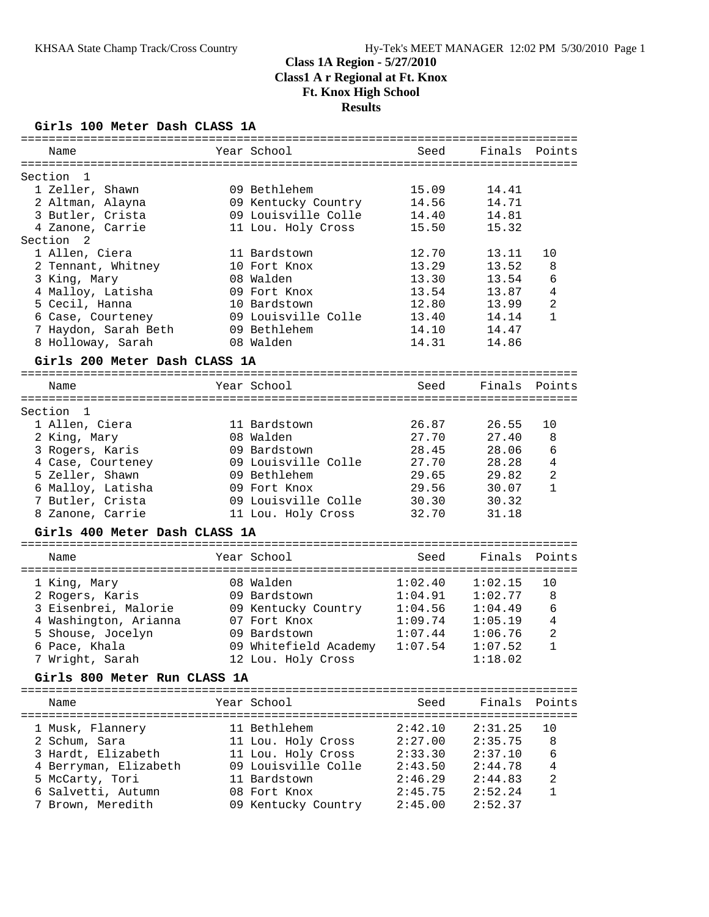# Class 1A Region - 5/27/2010
## Class1 A r Regional at Ft. Knox
## Ft. Knox High School
## Results

### Girls 100 Meter Dash CLASS 1A

| Name | Year | School | Seed | Finals | Points |
|---|---|---|---|---|---|
| **Section 1** | | | | | |
| 1 Zeller, Shawn | 09 | Bethlehem | 15.09 | 14.41 | |
| 2 Altman, Alayna | 09 | Kentucky Country | 14.56 | 14.71 | |
| 3 Butler, Crista | 09 | Louisville Colle | 14.40 | 14.81 | |
| 4 Zanone, Carrie | 11 | Lou. Holy Cross | 15.50 | 15.32 | |
| **Section 2** | | | | | |
| 1 Allen, Ciera | 11 | Bardstown | 12.70 | 13.11 | 10 |
| 2 Tennant, Whitney | 10 | Fort Knox | 13.29 | 13.52 | 8 |
| 3 King, Mary | 08 | Walden | 13.30 | 13.54 | 6 |
| 4 Malloy, Latisha | 09 | Fort Knox | 13.54 | 13.87 | 4 |
| 5 Cecil, Hanna | 10 | Bardstown | 12.80 | 13.99 | 2 |
| 6 Case, Courteney | 09 | Louisville Colle | 13.40 | 14.14 | 1 |
| 7 Haydon, Sarah Beth | 09 | Bethlehem | 14.10 | 14.47 | |
| 8 Holloway, Sarah | 08 | Walden | 14.31 | 14.86 | |

### Girls 200 Meter Dash CLASS 1A

| Name | Year | School | Seed | Finals | Points |
|---|---|---|---|---|---|
| **Section 1** | | | | | |
| 1 Allen, Ciera | 11 | Bardstown | 26.87 | 26.55 | 10 |
| 2 King, Mary | 08 | Walden | 27.70 | 27.40 | 8 |
| 3 Rogers, Karis | 09 | Bardstown | 28.45 | 28.06 | 6 |
| 4 Case, Courteney | 09 | Louisville Colle | 27.70 | 28.28 | 4 |
| 5 Zeller, Shawn | 09 | Bethlehem | 29.65 | 29.82 | 2 |
| 6 Malloy, Latisha | 09 | Fort Knox | 29.56 | 30.07 | 1 |
| 7 Butler, Crista | 09 | Louisville Colle | 30.30 | 30.32 | |
| 8 Zanone, Carrie | 11 | Lou. Holy Cross | 32.70 | 31.18 | |

### Girls 400 Meter Dash CLASS 1A

| Name | Year | School | Seed | Finals | Points |
|---|---|---|---|---|---|
| 1 King, Mary | 08 | Walden | 1:02.40 | 1:02.15 | 10 |
| 2 Rogers, Karis | 09 | Bardstown | 1:04.91 | 1:02.77 | 8 |
| 3 Eisenbrei, Malorie | 09 | Kentucky Country | 1:04.56 | 1:04.49 | 6 |
| 4 Washington, Arianna | 07 | Fort Knox | 1:09.74 | 1:05.19 | 4 |
| 5 Shouse, Jocelyn | 09 | Bardstown | 1:07.44 | 1:06.76 | 2 |
| 6 Pace, Khala | 09 | Whitefield Academy | 1:07.54 | 1:07.52 | 1 |
| 7 Wright, Sarah | 12 | Lou. Holy Cross | | 1:18.02 | |

### Girls 800 Meter Run CLASS 1A

| Name | Year | School | Seed | Finals | Points |
|---|---|---|---|---|---|
| 1 Musk, Flannery | 11 | Bethlehem | 2:42.10 | 2:31.25 | 10 |
| 2 Schum, Sara | 11 | Lou. Holy Cross | 2:27.00 | 2:35.75 | 8 |
| 3 Hardt, Elizabeth | 11 | Lou. Holy Cross | 2:33.30 | 2:37.10 | 6 |
| 4 Berryman, Elizabeth | 09 | Louisville Colle | 2:43.50 | 2:44.78 | 4 |
| 5 McCarty, Tori | 11 | Bardstown | 2:46.29 | 2:44.83 | 2 |
| 6 Salvetti, Autumn | 08 | Fort Knox | 2:45.75 | 2:52.24 | 1 |
| 7 Brown, Meredith | 09 | Kentucky Country | 2:45.00 | 2:52.37 | |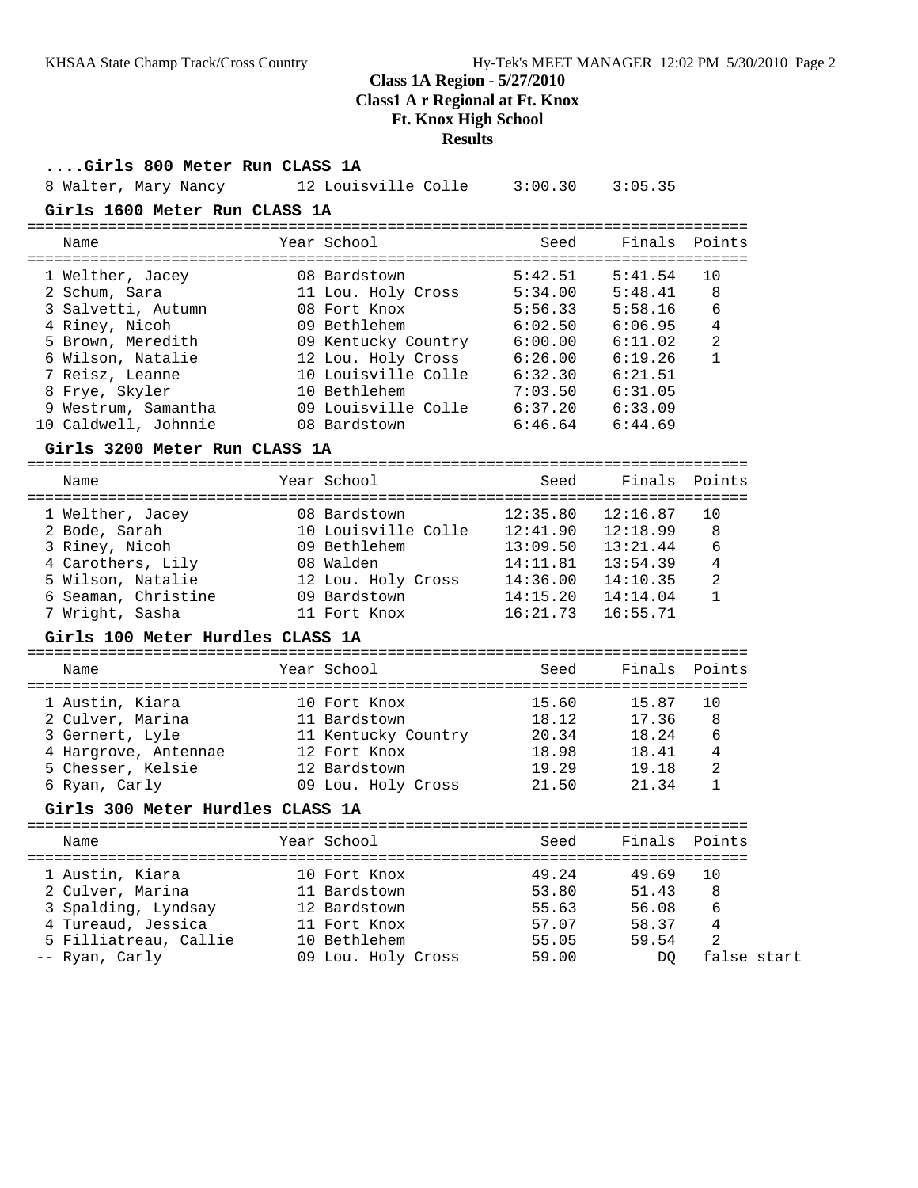# Class 1A Region - 5/27/2010
## Class1 A r Regional at Ft. Knox
## Ft. Knox High School
## Results

### ....Girls 800 Meter Run CLASS 1A

| Name | Year | School | Seed | Finals | Points |
|---|---|---|---|---|---|
| 8 Walter, Mary Nancy | 12 | Louisville Colle | 3:00.30 | 3:05.35 | |

### Girls 1600 Meter Run CLASS 1A

| Name | Year | School | Seed | Finals | Points |
|---|---|---|---|---|---|
| 1 Welther, Jacey | 08 | Bardstown | 5:42.51 | 5:41.54 | 10 |
| 2 Schum, Sara | 11 | Lou. Holy Cross | 5:34.00 | 5:48.41 | 8 |
| 3 Salvetti, Autumn | 08 | Fort Knox | 5:56.33 | 5:58.16 | 6 |
| 4 Riney, Nicoh | 09 | Bethlehem | 6:02.50 | 6:06.95 | 4 |
| 5 Brown, Meredith | 09 | Kentucky Country | 6:00.00 | 6:11.02 | 2 |
| 6 Wilson, Natalie | 12 | Lou. Holy Cross | 6:26.00 | 6:19.26 | 1 |
| 7 Reisz, Leanne | 10 | Louisville Colle | 6:32.30 | 6:21.51 | |
| 8 Frye, Skyler | 10 | Bethlehem | 7:03.50 | 6:31.05 | |
| 9 Westrum, Samantha | 09 | Louisville Colle | 6:37.20 | 6:33.09 | |
| 10 Caldwell, Johnnie | 08 | Bardstown | 6:46.64 | 6:44.69 | |

### Girls 3200 Meter Run CLASS 1A

| Name | Year | School | Seed | Finals | Points |
|---|---|---|---|---|---|
| 1 Welther, Jacey | 08 | Bardstown | 12:35.80 | 12:16.87 | 10 |
| 2 Bode, Sarah | 10 | Louisville Colle | 12:41.90 | 12:18.99 | 8 |
| 3 Riney, Nicoh | 09 | Bethlehem | 13:09.50 | 13:21.44 | 6 |
| 4 Carothers, Lily | 08 | Walden | 14:11.81 | 13:54.39 | 4 |
| 5 Wilson, Natalie | 12 | Lou. Holy Cross | 14:36.00 | 14:10.35 | 2 |
| 6 Seaman, Christine | 09 | Bardstown | 14:15.20 | 14:14.04 | 1 |
| 7 Wright, Sasha | 11 | Fort Knox | 16:21.73 | 16:55.71 | |

### Girls 100 Meter Hurdles CLASS 1A

| Name | Year | School | Seed | Finals | Points |
|---|---|---|---|---|---|
| 1 Austin, Kiara | 10 | Fort Knox | 15.60 | 15.87 | 10 |
| 2 Culver, Marina | 11 | Bardstown | 18.12 | 17.36 | 8 |
| 3 Gernert, Lyle | 11 | Kentucky Country | 20.34 | 18.24 | 6 |
| 4 Hargrove, Antennae | 12 | Fort Knox | 18.98 | 18.41 | 4 |
| 5 Chesser, Kelsie | 12 | Bardstown | 19.29 | 19.18 | 2 |
| 6 Ryan, Carly | 09 | Lou. Holy Cross | 21.50 | 21.34 | 1 |

### Girls 300 Meter Hurdles CLASS 1A

| Name | Year | School | Seed | Finals | Points |
|---|---|---|---|---|---|
| 1 Austin, Kiara | 10 | Fort Knox | 49.24 | 49.69 | 10 |
| 2 Culver, Marina | 11 | Bardstown | 53.80 | 51.43 | 8 |
| 3 Spalding, Lyndsay | 12 | Bardstown | 55.63 | 56.08 | 6 |
| 4 Tureaud, Jessica | 11 | Fort Knox | 57.07 | 58.37 | 4 |
| 5 Filliatreau, Callie | 10 | Bethlehem | 55.05 | 59.54 | 2 |
| -- Ryan, Carly | 09 | Lou. Holy Cross | 59.00 | DQ | false start |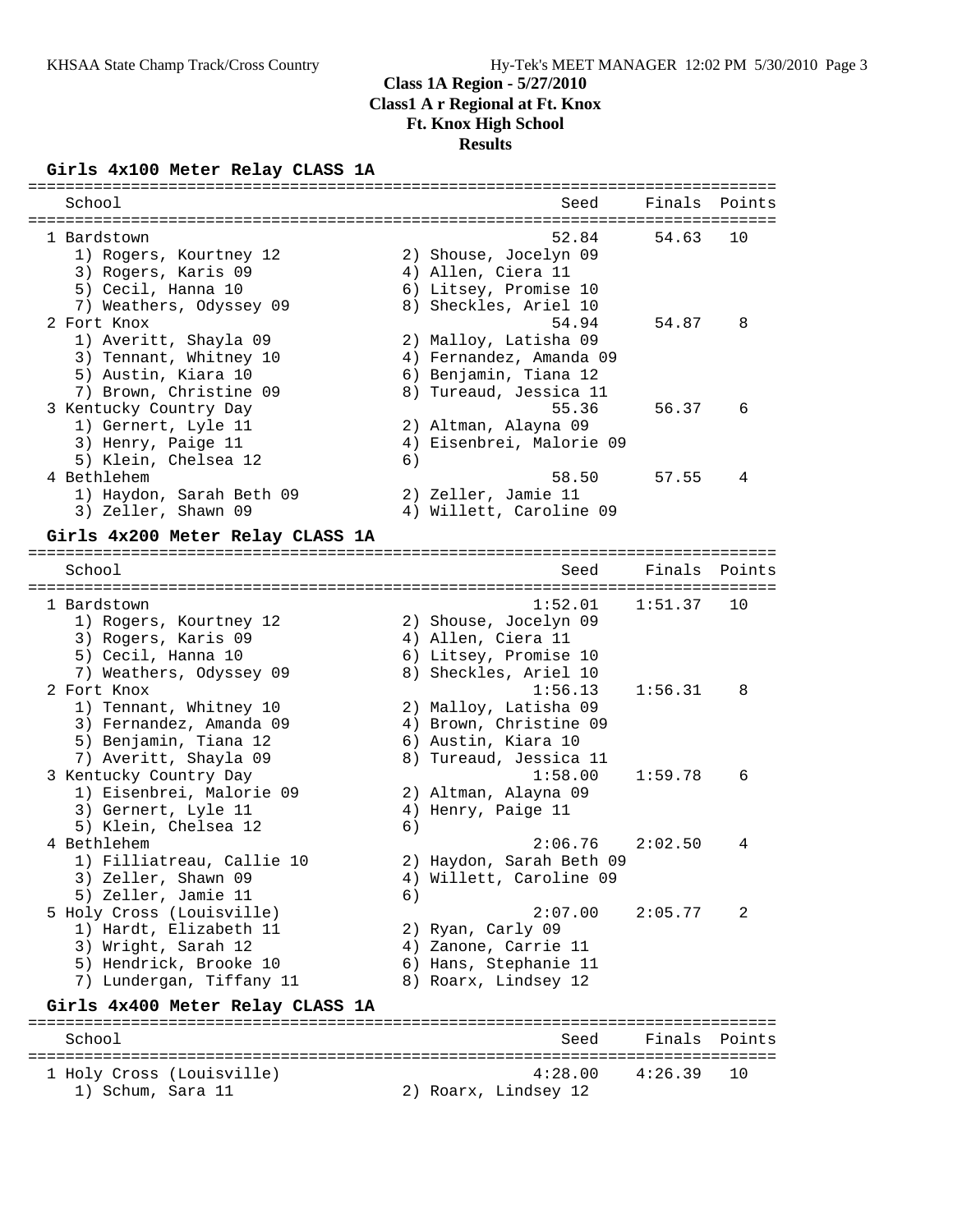**Class 1A Region - 5/27/2010**
**Class1 A r Regional at Ft. Knox**
**Ft. Knox High School**
**Results**

### Girls 4x100 Meter Relay CLASS 1A

| School | Seed | Finals | Points |
|---|---|---|---|
| 1 Bardstown | 52.84 | 54.63 | 10 |
| 1) Rogers, Kourtney 12; 2) Shouse, Jocelyn 09; 3) Rogers, Karis 09; 4) Allen, Ciera 11; 5) Cecil, Hanna 10; 6) Litsey, Promise 10; 7) Weathers, Odyssey 09; 8) Sheckles, Ariel 10 | | | |
| 2 Fort Knox | 54.94 | 54.87 | 8 |
| 1) Averitt, Shayla 09; 2) Malloy, Latisha 09; 3) Tennant, Whitney 10; 4) Fernandez, Amanda 09; 5) Austin, Kiara 10; 6) Benjamin, Tiana 12; 7) Brown, Christine 09; 8) Tureaud, Jessica 11 | | | |
| 3 Kentucky Country Day | 55.36 | 56.37 | 6 |
| 1) Gernert, Lyle 11; 2) Altman, Alayna 09; 3) Henry, Paige 11; 4) Eisenbrei, Malorie 09; 5) Klein, Chelsea 12; 6) | | | |
| 4 Bethlehem | 58.50 | 57.55 | 4 |
| 1) Haydon, Sarah Beth 09; 2) Zeller, Jamie 11; 3) Zeller, Shawn 09; 4) Willett, Caroline 09 | | | |

### Girls 4x200 Meter Relay CLASS 1A

| School | Seed | Finals | Points |
|---|---|---|---|
| 1 Bardstown | 1:52.01 | 1:51.37 | 10 |
| 1) Rogers, Kourtney 12; 2) Shouse, Jocelyn 09; 3) Rogers, Karis 09; 4) Allen, Ciera 11; 5) Cecil, Hanna 10; 6) Litsey, Promise 10; 7) Weathers, Odyssey 09; 8) Sheckles, Ariel 10 | | | |
| 2 Fort Knox | 1:56.13 | 1:56.31 | 8 |
| 1) Tennant, Whitney 10; 2) Malloy, Latisha 09; 3) Fernandez, Amanda 09; 4) Brown, Christine 09; 5) Benjamin, Tiana 12; 6) Austin, Kiara 10; 7) Averitt, Shayla 09; 8) Tureaud, Jessica 11 | | | |
| 3 Kentucky Country Day | 1:58.00 | 1:59.78 | 6 |
| 1) Eisenbrei, Malorie 09; 2) Altman, Alayna 09; 3) Gernert, Lyle 11; 4) Henry, Paige 11; 5) Klein, Chelsea 12; 6) | | | |
| 4 Bethlehem | 2:06.76 | 2:02.50 | 4 |
| 1) Filliatreau, Callie 10; 2) Haydon, Sarah Beth 09; 3) Zeller, Shawn 09; 4) Willett, Caroline 09; 5) Zeller, Jamie 11; 6) | | | |
| 5 Holy Cross (Louisville) | 2:07.00 | 2:05.77 | 2 |
| 1) Hardt, Elizabeth 11; 2) Ryan, Carly 09; 3) Wright, Sarah 12; 4) Zanone, Carrie 11; 5) Hendrick, Brooke 10; 6) Hans, Stephanie 11; 7) Lundergan, Tiffany 11; 8) Roarx, Lindsey 12 | | | |

### Girls 4x400 Meter Relay CLASS 1A

| School | Seed | Finals | Points |
|---|---|---|---|
| 1 Holy Cross (Louisville) | 4:28.00 | 4:26.39 | 10 |
| 1) Schum, Sara 11; 2) Roarx, Lindsey 12 | | | |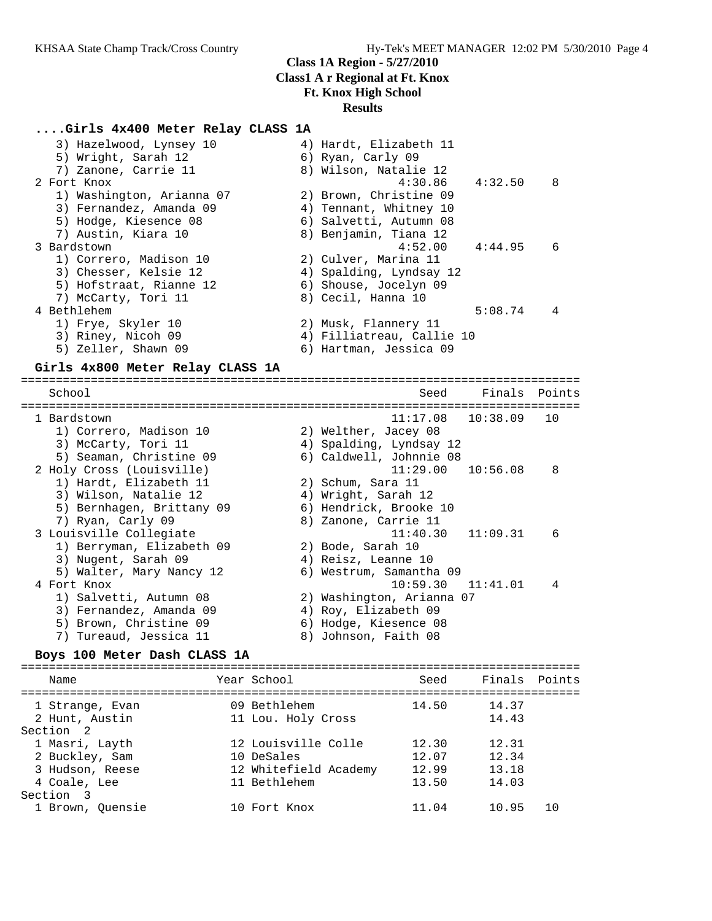**Class 1A Region - 5/27/2010**
**Class1 A r Regional at Ft. Knox**
**Ft. Knox High School**
**Results**

### ....Girls 4x400 Meter Relay CLASS 1A

```
    3) Hazelwood, Lynsey 10            4) Hardt, Elizabeth 11
    5) Wright, Sarah 12                6) Ryan, Carly 09
    7) Zanone, Carrie 11               8) Wilson, Natalie 12
  2 Fort Knox                                   4:30.86    4:32.50    8
    1) Washington, Arianna 07          2) Brown, Christine 09
    3) Fernandez, Amanda 09            4) Tennant, Whitney 10
    5) Hodge, Kiesence 08              6) Salvetti, Autumn 08
    7) Austin, Kiara 10                8) Benjamin, Tiana 12
  3 Bardstown                                   4:52.00    4:44.95    6
    1) Correro, Madison 10             2) Culver, Marina 11
    3) Chesser, Kelsie 12              4) Spalding, Lyndsay 12
    5) Hofstraat, Rianne 12            6) Shouse, Jocelyn 09
    7) McCarty, Tori 11                8) Cecil, Hanna 10
  4 Bethlehem                                              5:08.74    4
    1) Frye, Skyler 10                 2) Musk, Flannery 11
    3) Riney, Nicoh 09                 4) Filliatreau, Callie 10
    5) Zeller, Shawn 09                6) Hartman, Jessica 09
```

### Girls 4x800 Meter Relay CLASS 1A

```
================================================================================
    School                                           Seed     Finals  Points
================================================================================
  1 Bardstown                                    11:17.08   10:38.09   10
    1) Correro, Madison 10             2) Welther, Jacey 08
    3) McCarty, Tori 11                4) Spalding, Lyndsay 12
    5) Seaman, Christine 09            6) Caldwell, Johnnie 08
  2 Holy Cross (Louisville)                      11:29.00   10:56.08    8
    1) Hardt, Elizabeth 11             2) Schum, Sara 11
    3) Wilson, Natalie 12              4) Wright, Sarah 12
    5) Bernhagen, Brittany 09          6) Hendrick, Brooke 10
    7) Ryan, Carly 09                  8) Zanone, Carrie 11
  3 Louisville Collegiate                        11:40.30   11:09.31    6
    1) Berryman, Elizabeth 09          2) Bode, Sarah 10
    3) Nugent, Sarah 09                4) Reisz, Leanne 10
    5) Walter, Mary Nancy 12           6) Westrum, Samantha 09
  4 Fort Knox                                    10:59.30   11:41.01    4
    1) Salvetti, Autumn 08             2) Washington, Arianna 07
    3) Fernandez, Amanda 09            4) Roy, Elizabeth 09
    5) Brown, Christine 09             6) Hodge, Kiesence 08
    7) Tureaud, Jessica 11             8) Johnson, Faith 08
```

### Boys 100 Meter Dash CLASS 1A

```
================================================================================
    Name                    Year School                Seed     Finals  Points
================================================================================
  1 Strange, Evan           09 Bethlehem               14.50      14.37
  2 Hunt, Austin            11 Lou. Holy Cross                    14.43
Section  2
  1 Masri, Layth            12 Louisville Colle        12.30      12.31
  2 Buckley, Sam            10 DeSales                 12.07      12.34
  3 Hudson, Reese           12 Whitefield Academy      12.99      13.18
  4 Coale, Lee              11 Bethlehem               13.50      14.03
Section  3
  1 Brown, Quensie          10 Fort Knox               11.04      10.95   10
```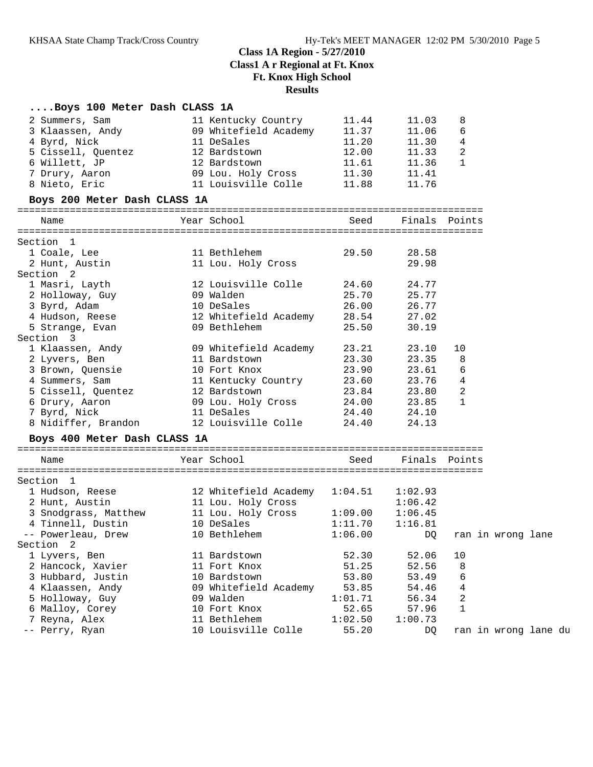**Class 1A Region - 5/27/2010**
**Class1 A r Regional at Ft. Knox**
**Ft. Knox High School**
**Results**

### ....Boys 100 Meter Dash CLASS 1A

| Place | Name | Year | School | Seed | Finals | Points |
|---|---|---|---|---|---|---|
| 2 | Summers, Sam | 11 | Kentucky Country | 11.44 | 11.03 | 8 |
| 3 | Klaassen, Andy | 09 | Whitefield Academy | 11.37 | 11.06 | 6 |
| 4 | Byrd, Nick | 11 | DeSales | 11.20 | 11.30 | 4 |
| 5 | Cissell, Quentez | 12 | Bardstown | 12.00 | 11.33 | 2 |
| 6 | Willett, JP | 12 | Bardstown | 11.61 | 11.36 | 1 |
| 7 | Drury, Aaron | 09 | Lou. Holy Cross | 11.30 | 11.41 | |
| 8 | Nieto, Eric | 11 | Louisville Colle | 11.88 | 11.76 | |

### Boys 200 Meter Dash CLASS 1A

| Place | Name | Year | School | Seed | Finals | Points |
|---|---|---|---|---|---|---|
| **Section 1** | | | | | | |
| 1 | Coale, Lee | 11 | Bethlehem | 29.50 | 28.58 | |
| 2 | Hunt, Austin | 11 | Lou. Holy Cross | | 29.98 | |
| **Section 2** | | | | | | |
| 1 | Masri, Layth | 12 | Louisville Colle | 24.60 | 24.77 | |
| 2 | Holloway, Guy | 09 | Walden | 25.70 | 25.77 | |
| 3 | Byrd, Adam | 10 | DeSales | 26.00 | 26.77 | |
| 4 | Hudson, Reese | 12 | Whitefield Academy | 28.54 | 27.02 | |
| 5 | Strange, Evan | 09 | Bethlehem | 25.50 | 30.19 | |
| **Section 3** | | | | | | |
| 1 | Klaassen, Andy | 09 | Whitefield Academy | 23.21 | 23.10 | 10 |
| 2 | Lyvers, Ben | 11 | Bardstown | 23.30 | 23.35 | 8 |
| 3 | Brown, Quensie | 10 | Fort Knox | 23.90 | 23.61 | 6 |
| 4 | Summers, Sam | 11 | Kentucky Country | 23.60 | 23.76 | 4 |
| 5 | Cissell, Quentez | 12 | Bardstown | 23.84 | 23.80 | 2 |
| 6 | Drury, Aaron | 09 | Lou. Holy Cross | 24.00 | 23.85 | 1 |
| 7 | Byrd, Nick | 11 | DeSales | 24.40 | 24.10 | |
| 8 | Nidiffer, Brandon | 12 | Louisville Colle | 24.40 | 24.13 | |

### Boys 400 Meter Dash CLASS 1A

| Place | Name | Year | School | Seed | Finals | Points |
|---|---|---|---|---|---|---|
| **Section 1** | | | | | | |
| 1 | Hudson, Reese | 12 | Whitefield Academy | 1:04.51 | 1:02.93 | |
| 2 | Hunt, Austin | 11 | Lou. Holy Cross | | 1:06.42 | |
| 3 | Snodgrass, Matthew | 11 | Lou. Holy Cross | 1:09.00 | 1:06.45 | |
| 4 | Tinnell, Dustin | 10 | DeSales | 1:11.70 | 1:16.81 | |
| -- | Powerleau, Drew | 10 | Bethlehem | 1:06.00 | DQ | ran in wrong lane |
| **Section 2** | | | | | | |
| 1 | Lyvers, Ben | 11 | Bardstown | 52.30 | 52.06 | 10 |
| 2 | Hancock, Xavier | 11 | Fort Knox | 51.25 | 52.56 | 8 |
| 3 | Hubbard, Justin | 10 | Bardstown | 53.80 | 53.49 | 6 |
| 4 | Klaassen, Andy | 09 | Whitefield Academy | 53.85 | 54.46 | 4 |
| 5 | Holloway, Guy | 09 | Walden | 1:01.71 | 56.34 | 2 |
| 6 | Malloy, Corey | 10 | Fort Knox | 52.65 | 57.96 | 1 |
| 7 | Reyna, Alex | 11 | Bethlehem | 1:02.50 | 1:00.73 | |
| -- | Perry, Ryan | 10 | Louisville Colle | 55.20 | DQ | ran in wrong lane du |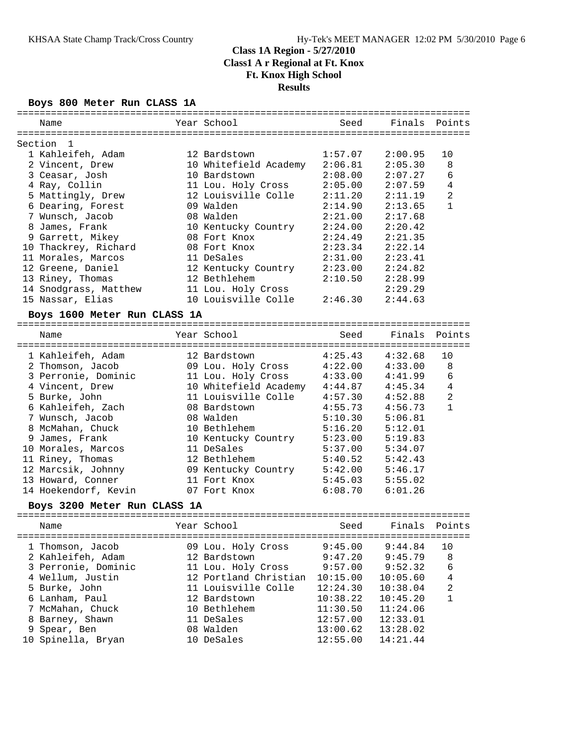# Class 1A Region - 5/27/2010
## Class1 A r Regional at Ft. Knox
## Ft. Knox High School
## Results

### Boys 800 Meter Run CLASS 1A

**Section 1**

| Place | Name | Year | School | Seed | Finals | Points |
|---|---|---|---|---|---|---|
| 1 | Kahleifeh, Adam | 12 | Bardstown | 1:57.07 | 2:00.95 | 10 |
| 2 | Vincent, Drew | 10 | Whitefield Academy | 2:06.81 | 2:05.30 | 8 |
| 3 | Ceasar, Josh | 10 | Bardstown | 2:08.00 | 2:07.27 | 6 |
| 4 | Ray, Collin | 11 | Lou. Holy Cross | 2:05.00 | 2:07.59 | 4 |
| 5 | Mattingly, Drew | 12 | Louisville Colle | 2:11.20 | 2:11.19 | 2 |
| 6 | Dearing, Forest | 09 | Walden | 2:14.90 | 2:13.65 | 1 |
| 7 | Wunsch, Jacob | 08 | Walden | 2:21.00 | 2:17.68 | |
| 8 | James, Frank | 10 | Kentucky Country | 2:24.00 | 2:20.42 | |
| 9 | Garrett, Mikey | 08 | Fort Knox | 2:24.49 | 2:21.35 | |
| 10 | Thackrey, Richard | 08 | Fort Knox | 2:23.34 | 2:22.14 | |
| 11 | Morales, Marcos | 11 | DeSales | 2:31.00 | 2:23.41 | |
| 12 | Greene, Daniel | 12 | Kentucky Country | 2:23.00 | 2:24.82 | |
| 13 | Riney, Thomas | 12 | Bethlehem | 2:10.50 | 2:28.99 | |
| 14 | Snodgrass, Matthew | 11 | Lou. Holy Cross | | 2:29.29 | |
| 15 | Nassar, Elias | 10 | Louisville Colle | 2:46.30 | 2:44.63 | |

### Boys 1600 Meter Run CLASS 1A

| Place | Name | Year | School | Seed | Finals | Points |
|---|---|---|---|---|---|---|
| 1 | Kahleifeh, Adam | 12 | Bardstown | 4:25.43 | 4:32.68 | 10 |
| 2 | Thomson, Jacob | 09 | Lou. Holy Cross | 4:22.00 | 4:33.00 | 8 |
| 3 | Perronie, Dominic | 11 | Lou. Holy Cross | 4:33.00 | 4:41.99 | 6 |
| 4 | Vincent, Drew | 10 | Whitefield Academy | 4:44.87 | 4:45.34 | 4 |
| 5 | Burke, John | 11 | Louisville Colle | 4:57.30 | 4:52.88 | 2 |
| 6 | Kahleifeh, Zach | 08 | Bardstown | 4:55.73 | 4:56.73 | 1 |
| 7 | Wunsch, Jacob | 08 | Walden | 5:10.30 | 5:06.81 | |
| 8 | McMahan, Chuck | 10 | Bethlehem | 5:16.20 | 5:12.01 | |
| 9 | James, Frank | 10 | Kentucky Country | 5:23.00 | 5:19.83 | |
| 10 | Morales, Marcos | 11 | DeSales | 5:37.00 | 5:34.07 | |
| 11 | Riney, Thomas | 12 | Bethlehem | 5:40.52 | 5:42.43 | |
| 12 | Marcsik, Johnny | 09 | Kentucky Country | 5:42.00 | 5:46.17 | |
| 13 | Howard, Conner | 11 | Fort Knox | 5:45.03 | 5:55.02 | |
| 14 | Hoekendorf, Kevin | 07 | Fort Knox | 6:08.70 | 6:01.26 | |

### Boys 3200 Meter Run CLASS 1A

| Place | Name | Year | School | Seed | Finals | Points |
|---|---|---|---|---|---|---|
| 1 | Thomson, Jacob | 09 | Lou. Holy Cross | 9:45.00 | 9:44.84 | 10 |
| 2 | Kahleifeh, Adam | 12 | Bardstown | 9:47.20 | 9:45.79 | 8 |
| 3 | Perronie, Dominic | 11 | Lou. Holy Cross | 9:57.00 | 9:52.32 | 6 |
| 4 | Wellum, Justin | 12 | Portland Christian | 10:15.00 | 10:05.60 | 4 |
| 5 | Burke, John | 11 | Louisville Colle | 12:24.30 | 10:38.04 | 2 |
| 6 | Lanham, Paul | 12 | Bardstown | 10:38.22 | 10:45.20 | 1 |
| 7 | McMahan, Chuck | 10 | Bethlehem | 11:30.50 | 11:24.06 | |
| 8 | Barney, Shawn | 11 | DeSales | 12:57.00 | 12:33.01 | |
| 9 | Spear, Ben | 08 | Walden | 13:00.62 | 13:28.02 | |
| 10 | Spinella, Bryan | 10 | DeSales | 12:55.00 | 14:21.44 | |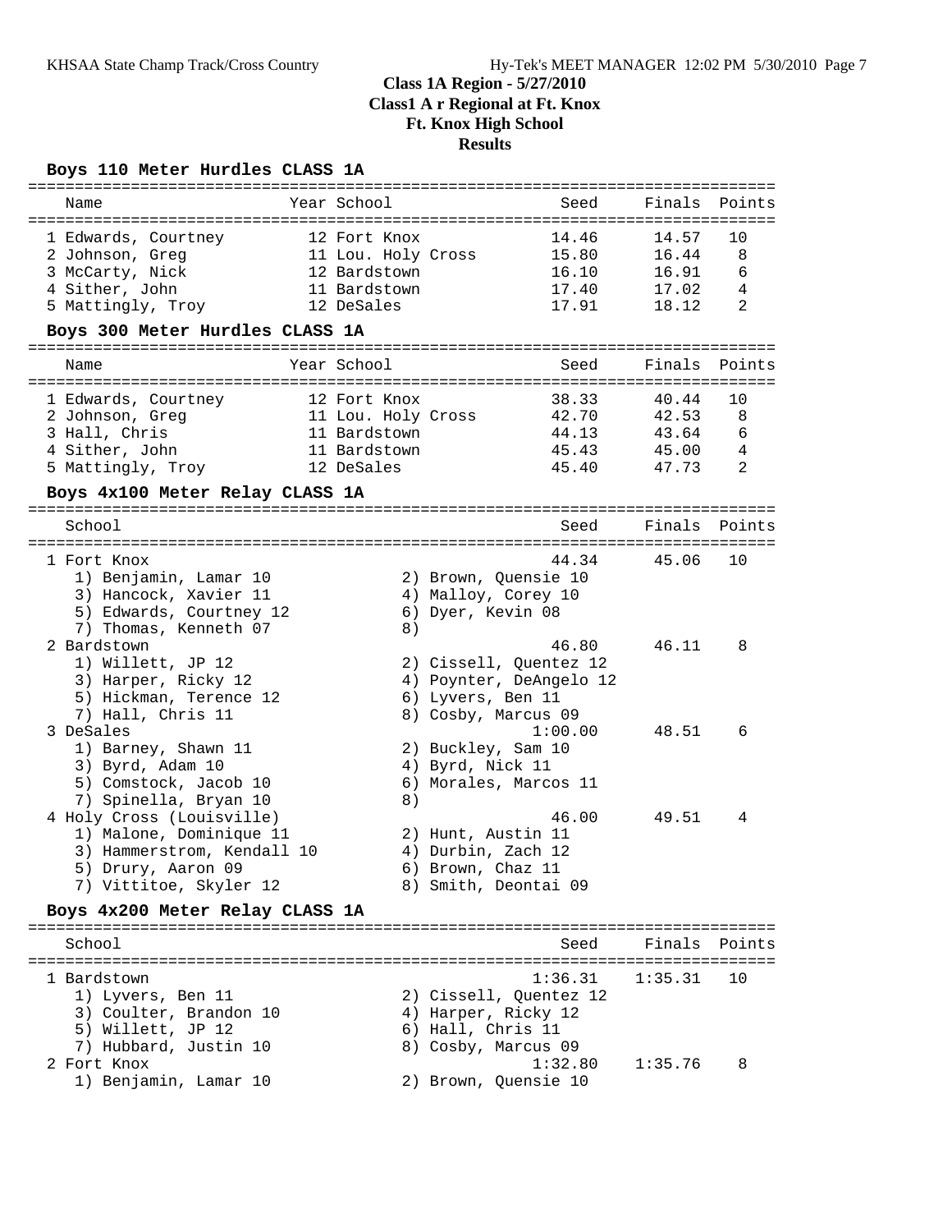## Class 1A Region - 5/27/2010
## Class1 A r Regional at Ft. Knox
## Ft. Knox High School
## Results

### Boys 110 Meter Hurdles CLASS 1A

| Name | Year | School | Seed | Finals | Points |
|---|---|---|---|---|---|
| 1 Edwards, Courtney | 12 | Fort Knox | 14.46 | 14.57 | 10 |
| 2 Johnson, Greg | 11 | Lou. Holy Cross | 15.80 | 16.44 | 8 |
| 3 McCarty, Nick | 12 | Bardstown | 16.10 | 16.91 | 6 |
| 4 Sither, John | 11 | Bardstown | 17.40 | 17.02 | 4 |
| 5 Mattingly, Troy | 12 | DeSales | 17.91 | 18.12 | 2 |

### Boys 300 Meter Hurdles CLASS 1A

| Name | Year | School | Seed | Finals | Points |
|---|---|---|---|---|---|
| 1 Edwards, Courtney | 12 | Fort Knox | 38.33 | 40.44 | 10 |
| 2 Johnson, Greg | 11 | Lou. Holy Cross | 42.70 | 42.53 | 8 |
| 3 Hall, Chris | 11 | Bardstown | 44.13 | 43.64 | 6 |
| 4 Sither, John | 11 | Bardstown | 45.43 | 45.00 | 4 |
| 5 Mattingly, Troy | 12 | DeSales | 45.40 | 47.73 | 2 |

### Boys 4x100 Meter Relay CLASS 1A

| School | Seed | Finals | Points |
|---|---|---|---|
| 1 Fort Knox | 44.34 | 45.06 | 10 |
| 2 Bardstown | 46.80 | 46.11 | 8 |
| 3 DeSales | 1:00.00 | 48.51 | 6 |
| 4 Holy Cross (Louisville) | 46.00 | 49.51 | 4 |

1 Fort Knox
1) Benjamin, Lamar 10; 2) Brown, Quensie 10; 3) Hancock, Xavier 11; 4) Malloy, Corey 10; 5) Edwards, Courtney 12; 6) Dyer, Kevin 08; 7) Thomas, Kenneth 07; 8)

2 Bardstown
1) Willett, JP 12; 2) Cissell, Quentez 12; 3) Harper, Ricky 12; 4) Poynter, DeAngelo 12; 5) Hickman, Terence 12; 6) Lyvers, Ben 11; 7) Hall, Chris 11; 8) Cosby, Marcus 09

3 DeSales
1) Barney, Shawn 11; 2) Buckley, Sam 10; 3) Byrd, Adam 10; 4) Byrd, Nick 11; 5) Comstock, Jacob 10; 6) Morales, Marcos 11; 7) Spinella, Bryan 10; 8)

4 Holy Cross (Louisville)
1) Malone, Dominique 11; 2) Hunt, Austin 11; 3) Hammerstrom, Kendall 10; 4) Durbin, Zach 12; 5) Drury, Aaron 09; 6) Brown, Chaz 11; 7) Vittitoe, Skyler 12; 8) Smith, Deontai 09

### Boys 4x200 Meter Relay CLASS 1A

| School | Seed | Finals | Points |
|---|---|---|---|
| 1 Bardstown | 1:36.31 | 1:35.31 | 10 |
| 2 Fort Knox | 1:32.80 | 1:35.76 | 8 |

1 Bardstown
1) Lyvers, Ben 11; 2) Cissell, Quentez 12; 3) Coulter, Brandon 10; 4) Harper, Ricky 12; 5) Willett, JP 12; 6) Hall, Chris 11; 7) Hubbard, Justin 10; 8) Cosby, Marcus 09

2 Fort Knox
1) Benjamin, Lamar 10; 2) Brown, Quensie 10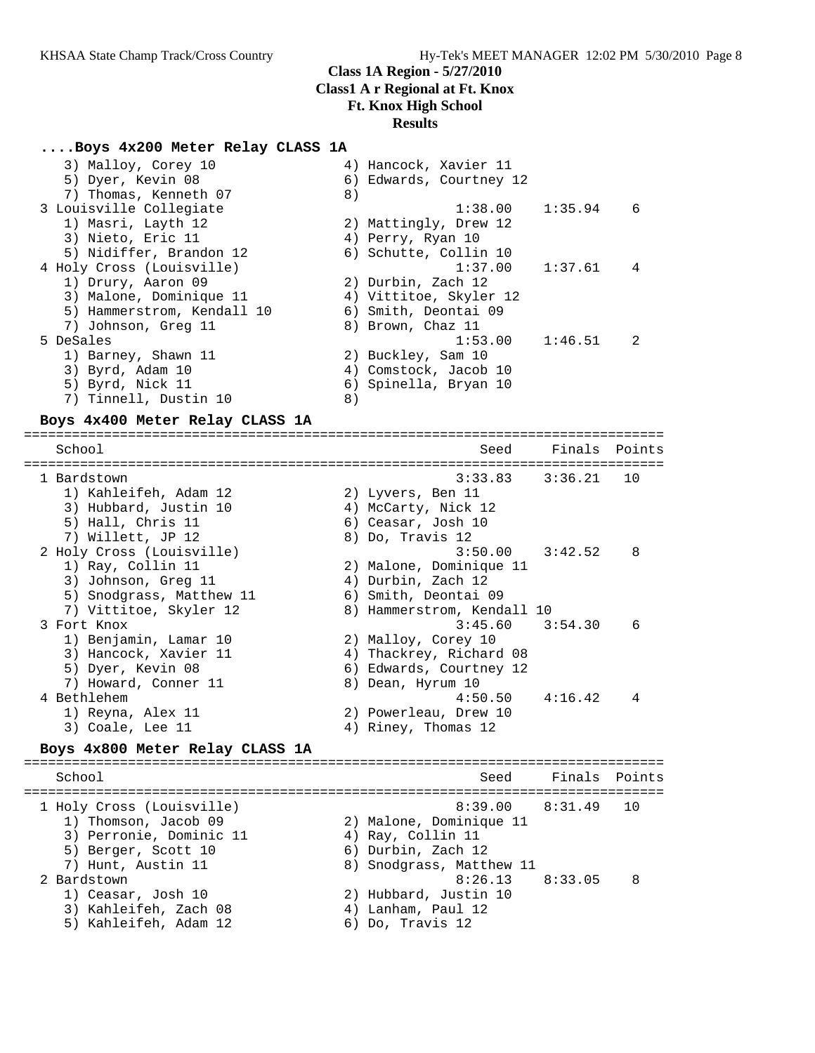**Class 1A Region - 5/27/2010**
**Class1 A r Regional at Ft. Knox**
**Ft. Knox High School**
**Results**

### ....Boys 4x200 Meter Relay CLASS 1A

```
    3) Malloy, Corey 10                4) Hancock, Xavier 11
    5) Dyer, Kevin 08                  6) Edwards, Courtney 12
    7) Thomas, Kenneth 07              8)
 3 Louisville Collegiate                        1:38.00    1:35.94    6
    1) Masri, Layth 12                 2) Mattingly, Drew 12
    3) Nieto, Eric 11                  4) Perry, Ryan 10
    5) Nidiffer, Brandon 12            6) Schutte, Collin 10
 4 Holy Cross (Louisville)                      1:37.00    1:37.61    4
    1) Drury, Aaron 09                 2) Durbin, Zach 12
    3) Malone, Dominique 11            4) Vittitoe, Skyler 12
    5) Hammerstrom, Kendall 10         6) Smith, Deontai 09
    7) Johnson, Greg 11                8) Brown, Chaz 11
 5 DeSales                                      1:53.00    1:46.51    2
    1) Barney, Shawn 11                2) Buckley, Sam 10
    3) Byrd, Adam 10                   4) Comstock, Jacob 10
    5) Byrd, Nick 11                   6) Spinella, Bryan 10
    7) Tinnell, Dustin 10              8)
```

### Boys 4x400 Meter Relay CLASS 1A

```
================================================================================
    School                                          Seed     Finals  Points
================================================================================
 1 Bardstown                                    3:33.83    3:36.21   10
    1) Kahleifeh, Adam 12              2) Lyvers, Ben 11
    3) Hubbard, Justin 10              4) McCarty, Nick 12
    5) Hall, Chris 11                  6) Ceasar, Josh 10
    7) Willett, JP 12                  8) Do, Travis 12
 2 Holy Cross (Louisville)                      3:50.00    3:42.52    8
    1) Ray, Collin 11                  2) Malone, Dominique 11
    3) Johnson, Greg 11                4) Durbin, Zach 12
    5) Snodgrass, Matthew 11           6) Smith, Deontai 09
    7) Vittitoe, Skyler 12             8) Hammerstrom, Kendall 10
 3 Fort Knox                                    3:45.60    3:54.30    6
    1) Benjamin, Lamar 10              2) Malloy, Corey 10
    3) Hancock, Xavier 11              4) Thackrey, Richard 08
    5) Dyer, Kevin 08                  6) Edwards, Courtney 12
    7) Howard, Conner 11               8) Dean, Hyrum 10
 4 Bethlehem                                    4:50.50    4:16.42    4
    1) Reyna, Alex 11                  2) Powerleau, Drew 10
    3) Coale, Lee 11                   4) Riney, Thomas 12
```

### Boys 4x800 Meter Relay CLASS 1A

```
================================================================================
    School                                          Seed     Finals  Points
================================================================================
 1 Holy Cross (Louisville)                      8:39.00    8:31.49   10
    1) Thomson, Jacob 09               2) Malone, Dominique 11
    3) Perronie, Dominic 11            4) Ray, Collin 11
    5) Berger, Scott 10                6) Durbin, Zach 12
    7) Hunt, Austin 11                 8) Snodgrass, Matthew 11
 2 Bardstown                                    8:26.13    8:33.05    8
    1) Ceasar, Josh 10                 2) Hubbard, Justin 10
    3) Kahleifeh, Zach 08              4) Lanham, Paul 12
    5) Kahleifeh, Adam 12              6) Do, Travis 12
```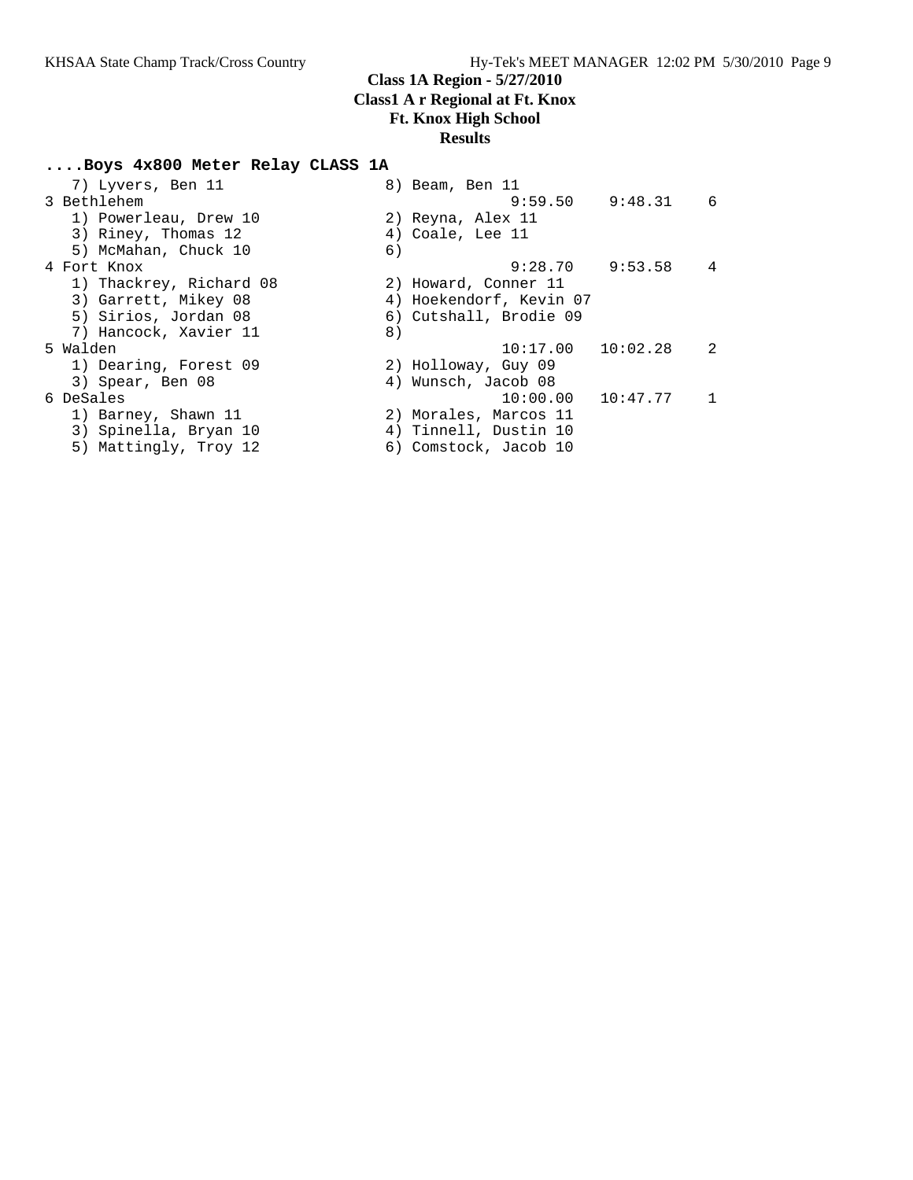# Class 1A Region - 5/27/2010

## Class1 A r Regional at Ft. Knox

## Ft. Knox High School

## Results

### ....Boys 4x800 Meter Relay CLASS 1A

```
   7) Lyvers, Ben 11                  8) Beam, Ben 11
3 Bethlehem                                      9:59.50    9:48.31    6
   1) Powerleau, Drew 10              2) Reyna, Alex 11
   3) Riney, Thomas 12                4) Coale, Lee 11
   5) McMahan, Chuck 10               6)
4 Fort Knox                                      9:28.70    9:53.58    4
   1) Thackrey, Richard 08            2) Howard, Conner 11
   3) Garrett, Mikey 08               4) Hoekendorf, Kevin 07
   5) Sirios, Jordan 08               6) Cutshall, Brodie 09
   7) Hancock, Xavier 11              8)
5 Walden                                        10:17.00   10:02.28    2
   1) Dearing, Forest 09              2) Holloway, Guy 09
   3) Spear, Ben 08                   4) Wunsch, Jacob 08
6 DeSales                                       10:00.00   10:47.77    1
   1) Barney, Shawn 11                2) Morales, Marcos 11
   3) Spinella, Bryan 10              4) Tinnell, Dustin 10
   5) Mattingly, Troy 12              6) Comstock, Jacob 10
```